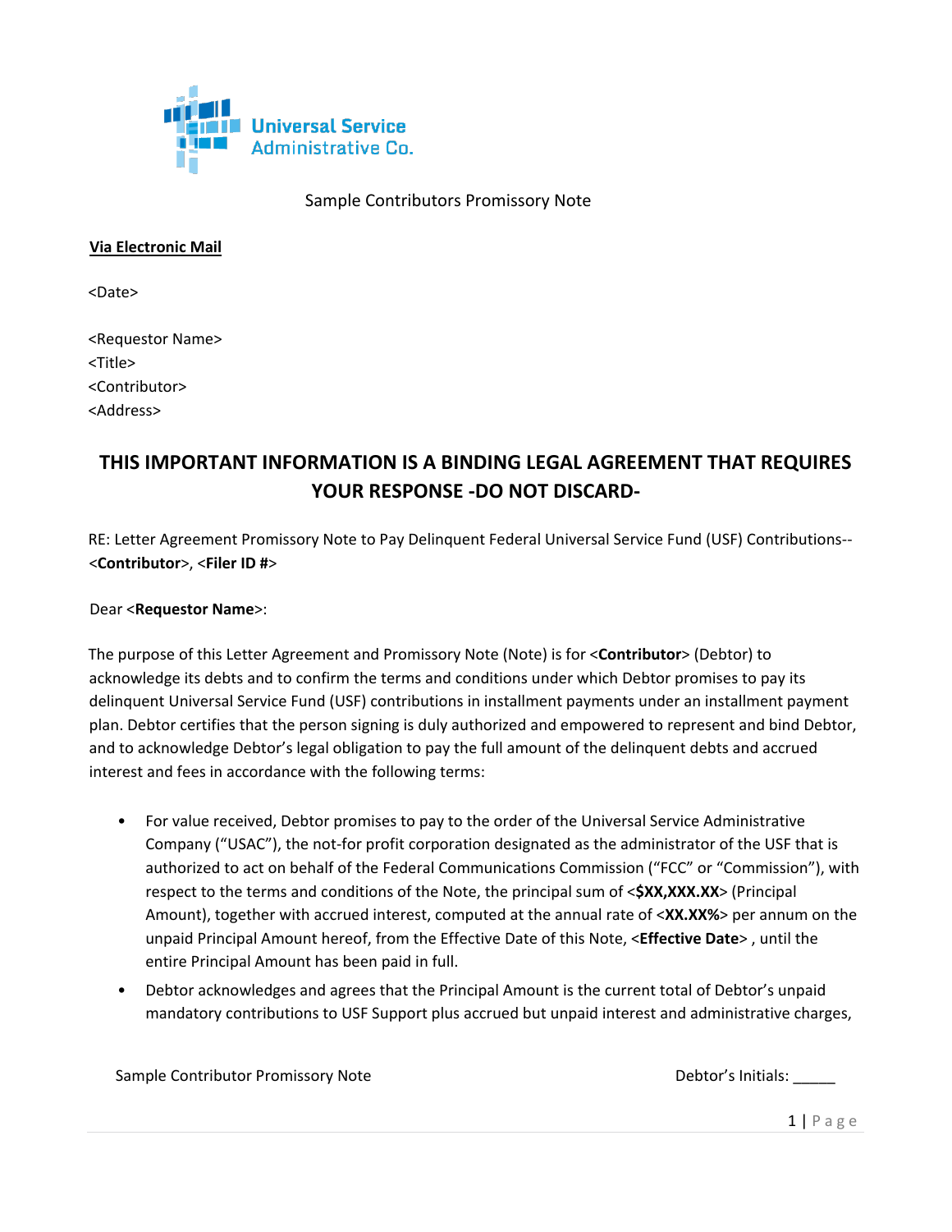Universal Service Administrative Co.

Sample Contributors Promissory Note

**Via Electronic Mail**

<Date>

<Requestor Name>
<Title>
<Contributor>
<Address>

## THIS IMPORTANT INFORMATION IS A BINDING LEGAL AGREEMENT THAT REQUIRES YOUR RESPONSE -DO NOT DISCARD-

RE: Letter Agreement Promissory Note to Pay Delinquent Federal Universal Service Fund (USF) Contributions-- <**Contributor**>, <**Filer ID #**>

Dear <**Requestor Name**>:

The purpose of this Letter Agreement and Promissory Note (Note) is for <**Contributor**> (Debtor) to acknowledge its debts and to confirm the terms and conditions under which Debtor promises to pay its delinquent Universal Service Fund (USF) contributions in installment payments under an installment payment plan. Debtor certifies that the person signing is duly authorized and empowered to represent and bind Debtor, and to acknowledge Debtor's legal obligation to pay the full amount of the delinquent debts and accrued interest and fees in accordance with the following terms:

- For value received, Debtor promises to pay to the order of the Universal Service Administrative Company ("USAC"), the not-for profit corporation designated as the administrator of the USF that is authorized to act on behalf of the Federal Communications Commission ("FCC" or "Commission"), with respect to the terms and conditions of the Note, the principal sum of <**$XX,XXX.XX**> (Principal Amount), together with accrued interest, computed at the annual rate of <**XX.XX%**> per annum on the unpaid Principal Amount hereof, from the Effective Date of this Note, <**Effective Date**> , until the entire Principal Amount has been paid in full.
- Debtor acknowledges and agrees that the Principal Amount is the current total of Debtor's unpaid mandatory contributions to USF Support plus accrued but unpaid interest and administrative charges,

Sample Contributor Promissory Note Debtor's Initials: _____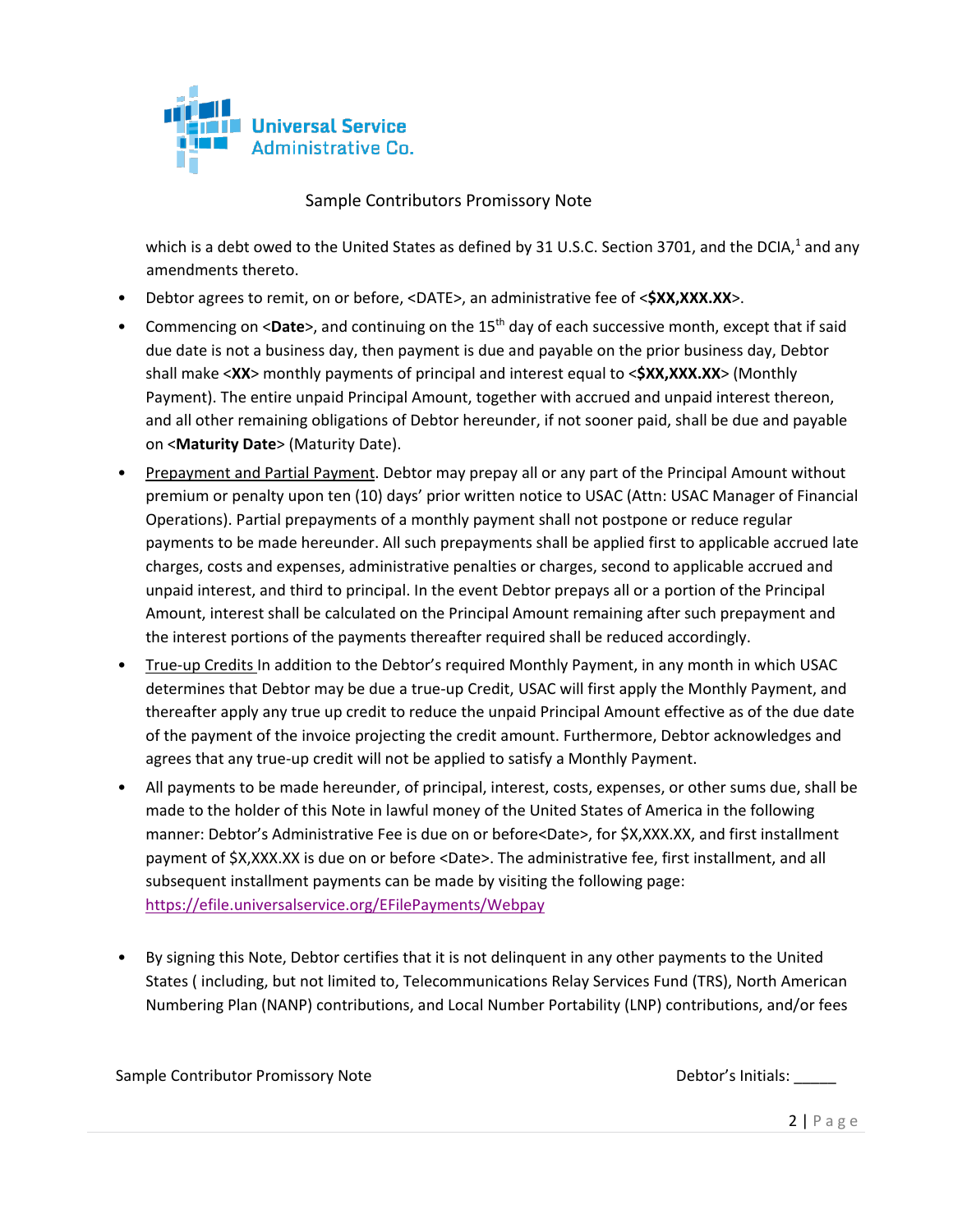which is a debt owed to the United States as defined by 31 U.S.C. Section 3701, and the DCIA,[1] and any amendments thereto.

- Debtor agrees to remit, on or before, <DATE>, an administrative fee of <**$XX,XXX.XX**>.
- Commencing on <**Date**>, and continuing on the 15th day of each successive month, except that if said due date is not a business day, then payment is due and payable on the prior business day, Debtor shall make <**XX**> monthly payments of principal and interest equal to <**$XX,XXX.XX**> (Monthly Payment). The entire unpaid Principal Amount, together with accrued and unpaid interest thereon, and all other remaining obligations of Debtor hereunder, if not sooner paid, shall be due and payable on <**Maturity Date**> (Maturity Date).
- Prepayment and Partial Payment. Debtor may prepay all or any part of the Principal Amount without premium or penalty upon ten (10) days' prior written notice to USAC (Attn: USAC Manager of Financial Operations). Partial prepayments of a monthly payment shall not postpone or reduce regular payments to be made hereunder. All such prepayments shall be applied first to applicable accrued late charges, costs and expenses, administrative penalties or charges, second to applicable accrued and unpaid interest, and third to principal. In the event Debtor prepays all or a portion of the Principal Amount, interest shall be calculated on the Principal Amount remaining after such prepayment and the interest portions of the payments thereafter required shall be reduced accordingly.
- True-up Credits In addition to the Debtor's required Monthly Payment, in any month in which USAC determines that Debtor may be due a true-up Credit, USAC will first apply the Monthly Payment, and thereafter apply any true up credit to reduce the unpaid Principal Amount effective as of the due date of the payment of the invoice projecting the credit amount. Furthermore, Debtor acknowledges and agrees that any true-up credit will not be applied to satisfy a Monthly Payment.
- All payments to be made hereunder, of principal, interest, costs, expenses, or other sums due, shall be made to the holder of this Note in lawful money of the United States of America in the following manner: Debtor's Administrative Fee is due on or before<Date>, for $X,XXX.XX, and first installment payment of $X,XXX.XX is due on or before <Date>. The administrative fee, first installment, and all subsequent installment payments can be made by visiting the following page: https://efile.universalservice.org/EFilePayments/Webpay
- By signing this Note, Debtor certifies that it is not delinquent in any other payments to the United States ( including, but not limited to, Telecommunications Relay Services Fund (TRS), North American Numbering Plan (NANP) contributions, and Local Number Portability (LNP) contributions, and/or fees

Debtor's Initials: _____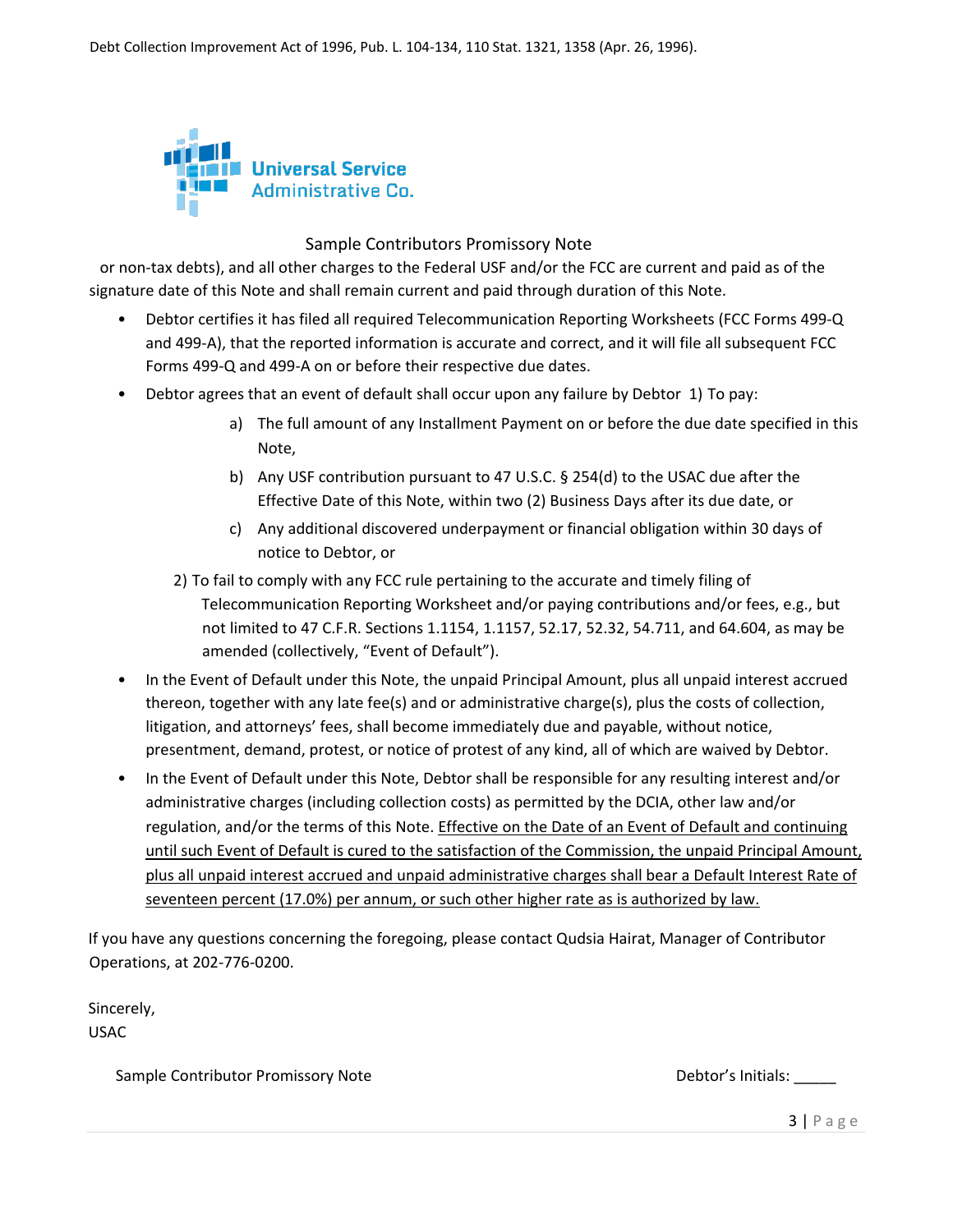Debt Collection Improvement Act of 1996, Pub. L. 104-134, 110 Stat. 1321, 1358 (Apr. 26, 1996).

Sample Contributors Promissory Note

or non-tax debts), and all other charges to the Federal USF and/or the FCC are current and paid as of the signature date of this Note and shall remain current and paid through duration of this Note.

- Debtor certifies it has filed all required Telecommunication Reporting Worksheets (FCC Forms 499-Q and 499-A), that the reported information is accurate and correct, and it will file all subsequent FCC Forms 499-Q and 499-A on or before their respective due dates.
- Debtor agrees that an event of default shall occur upon any failure by Debtor 1) To pay:
    - a) The full amount of any Installment Payment on or before the due date specified in this Note,
    - b) Any USF contribution pursuant to 47 U.S.C. § 254(d) to the USAC due after the Effective Date of this Note, within two (2) Business Days after its due date, or
    - c) Any additional discovered underpayment or financial obligation within 30 days of notice to Debtor, or

  2) To fail to comply with any FCC rule pertaining to the accurate and timely filing of Telecommunication Reporting Worksheet and/or paying contributions and/or fees, e.g., but not limited to 47 C.F.R. Sections 1.1154, 1.1157, 52.17, 52.32, 54.711, and 64.604, as may be amended (collectively, "Event of Default").
- In the Event of Default under this Note, the unpaid Principal Amount, plus all unpaid interest accrued thereon, together with any late fee(s) and or administrative charge(s), plus the costs of collection, litigation, and attorneys' fees, shall become immediately due and payable, without notice, presentment, demand, protest, or notice of protest of any kind, all of which are waived by Debtor.
- In the Event of Default under this Note, Debtor shall be responsible for any resulting interest and/or administrative charges (including collection costs) as permitted by the DCIA, other law and/or regulation, and/or the terms of this Note. <u>Effective on the Date of an Event of Default and continuing until such Event of Default is cured to the satisfaction of the Commission, the unpaid Principal Amount, plus all unpaid interest accrued and unpaid administrative charges shall bear a Default Interest Rate of seventeen percent (17.0%) per annum, or such other higher rate as is authorized by law.</u>

If you have any questions concerning the foregoing, please contact Qudsia Hairat, Manager of Contributor Operations, at 202-776-0200.

Sincerely,
USAC

Debtor's Initials: _____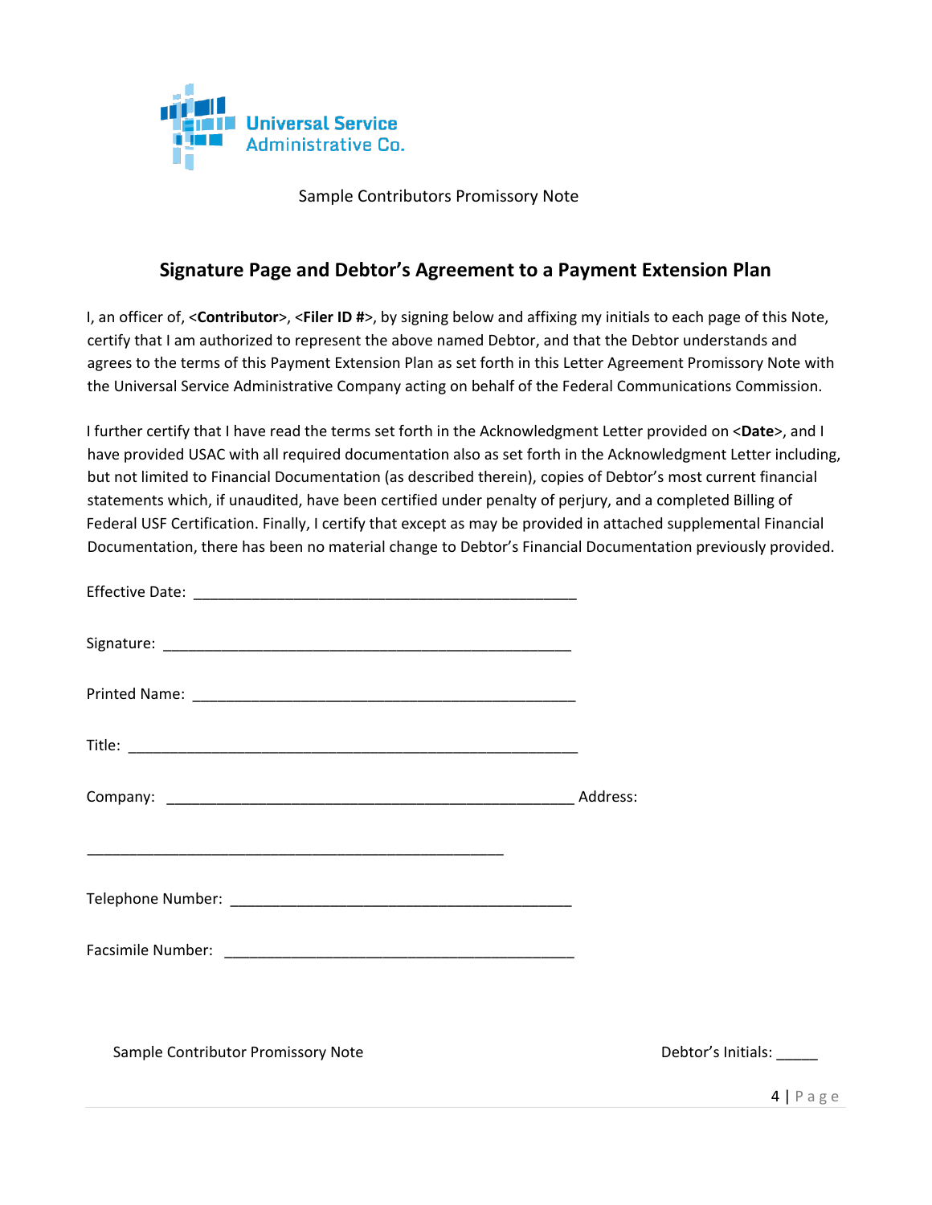Sample Contributors Promissory Note

## Signature Page and Debtor's Agreement to a Payment Extension Plan

I, an officer of, <**Contributor**>, <**Filer ID #**>, by signing below and affixing my initials to each page of this Note, certify that I am authorized to represent the above named Debtor, and that the Debtor understands and agrees to the terms of this Payment Extension Plan as set forth in this Letter Agreement Promissory Note with the Universal Service Administrative Company acting on behalf of the Federal Communications Commission.

I further certify that I have read the terms set forth in the Acknowledgment Letter provided on <**Date**>, and I have provided USAC with all required documentation also as set forth in the Acknowledgment Letter including, but not limited to Financial Documentation (as described therein), copies of Debtor's most current financial statements which, if unaudited, have been certified under penalty of perjury, and a completed Billing of Federal USF Certification. Finally, I certify that except as may be provided in attached supplemental Financial Documentation, there has been no material change to Debtor's Financial Documentation previously provided.

Effective Date: ______________________________________________

Signature: ________________________________________________

Printed Name: ______________________________________________

Title: ____________________________________________________

Company: ________________________________________________ Address:

________________________________________________

Telephone Number: ________________________________________

Facsimile Number: ________________________________________

Debtor's Initials: _____